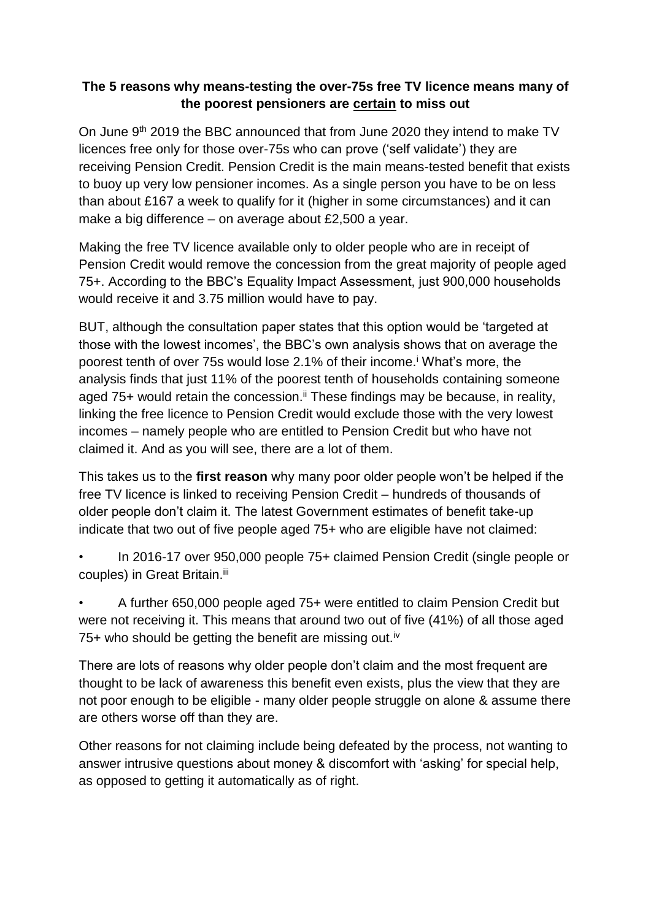**The 5 reasons why means-testing the over-75s free TV licence means many of the poorest pensioners are certain to miss out**

On June 9th 2019 the BBC announced that from June 2020 they intend to make TV licences free only for those over-75s who can prove ('self validate') they are receiving Pension Credit. Pension Credit is the main means-tested benefit that exists to buoy up very low pensioner incomes. As a single person you have to be on less than about £167 a week to qualify for it (higher in some circumstances) and it can make a big difference – on average about £2,500 a year.

Making the free TV licence available only to older people who are in receipt of Pension Credit would remove the concession from the great majority of people aged 75+. According to the BBC's Equality Impact Assessment, just 900,000 households would receive it and 3.75 million would have to pay.

BUT, although the consultation paper states that this option would be 'targeted at those with the lowest incomes', the BBC's own analysis shows that on average the poorest tenth of over 75s would lose 2.1% of their income.[i] What's more, the analysis finds that just 11% of the poorest tenth of households containing someone aged 75+ would retain the concession.[ii] These findings may be because, in reality, linking the free licence to Pension Credit would exclude those with the very lowest incomes – namely people who are entitled to Pension Credit but who have not claimed it. And as you will see, there are a lot of them.

This takes us to the **first reason** why many poor older people won't be helped if the free TV licence is linked to receiving Pension Credit – hundreds of thousands of older people don't claim it. The latest Government estimates of benefit take-up indicate that two out of five people aged 75+ who are eligible have not claimed:

- In 2016-17 over 950,000 people 75+ claimed Pension Credit (single people or couples) in Great Britain.[iii]
- A further 650,000 people aged 75+ were entitled to claim Pension Credit but were not receiving it. This means that around two out of five (41%) of all those aged 75+ who should be getting the benefit are missing out.[iv]

There are lots of reasons why older people don't claim and the most frequent are thought to be lack of awareness this benefit even exists, plus the view that they are not poor enough to be eligible - many older people struggle on alone & assume there are others worse off than they are.

Other reasons for not claiming include being defeated by the process, not wanting to answer intrusive questions about money & discomfort with 'asking' for special help, as opposed to getting it automatically as of right.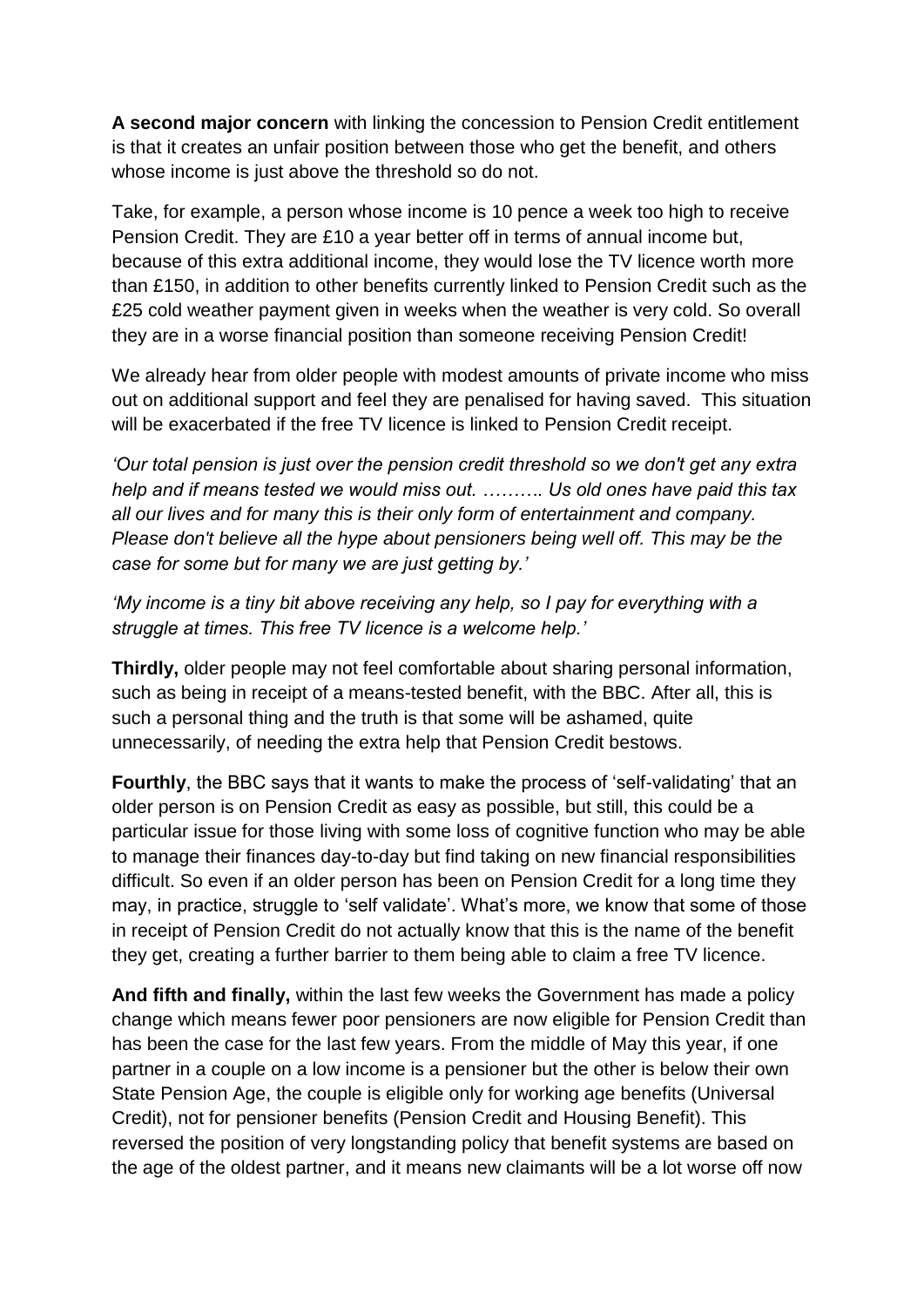**A second major concern** with linking the concession to Pension Credit entitlement is that it creates an unfair position between those who get the benefit, and others whose income is just above the threshold so do not.

Take, for example, a person whose income is 10 pence a week too high to receive Pension Credit. They are £10 a year better off in terms of annual income but, because of this extra additional income, they would lose the TV licence worth more than £150, in addition to other benefits currently linked to Pension Credit such as the £25 cold weather payment given in weeks when the weather is very cold. So overall they are in a worse financial position than someone receiving Pension Credit!

We already hear from older people with modest amounts of private income who miss out on additional support and feel they are penalised for having saved. This situation will be exacerbated if the free TV licence is linked to Pension Credit receipt.

*'Our total pension is just over the pension credit threshold so we don't get any extra help and if means tested we would miss out. ………. Us old ones have paid this tax all our lives and for many this is their only form of entertainment and company. Please don't believe all the hype about pensioners being well off. This may be the case for some but for many we are just getting by.'*

*'My income is a tiny bit above receiving any help, so I pay for everything with a struggle at times. This free TV licence is a welcome help.'*

**Thirdly,** older people may not feel comfortable about sharing personal information, such as being in receipt of a means-tested benefit, with the BBC. After all, this is such a personal thing and the truth is that some will be ashamed, quite unnecessarily, of needing the extra help that Pension Credit bestows.

**Fourthly**, the BBC says that it wants to make the process of 'self-validating' that an older person is on Pension Credit as easy as possible, but still, this could be a particular issue for those living with some loss of cognitive function who may be able to manage their finances day-to-day but find taking on new financial responsibilities difficult. So even if an older person has been on Pension Credit for a long time they may, in practice, struggle to 'self validate'. What's more, we know that some of those in receipt of Pension Credit do not actually know that this is the name of the benefit they get, creating a further barrier to them being able to claim a free TV licence.

**And fifth and finally,** within the last few weeks the Government has made a policy change which means fewer poor pensioners are now eligible for Pension Credit than has been the case for the last few years. From the middle of May this year, if one partner in a couple on a low income is a pensioner but the other is below their own State Pension Age, the couple is eligible only for working age benefits (Universal Credit), not for pensioner benefits (Pension Credit and Housing Benefit). This reversed the position of very longstanding policy that benefit systems are based on the age of the oldest partner, and it means new claimants will be a lot worse off now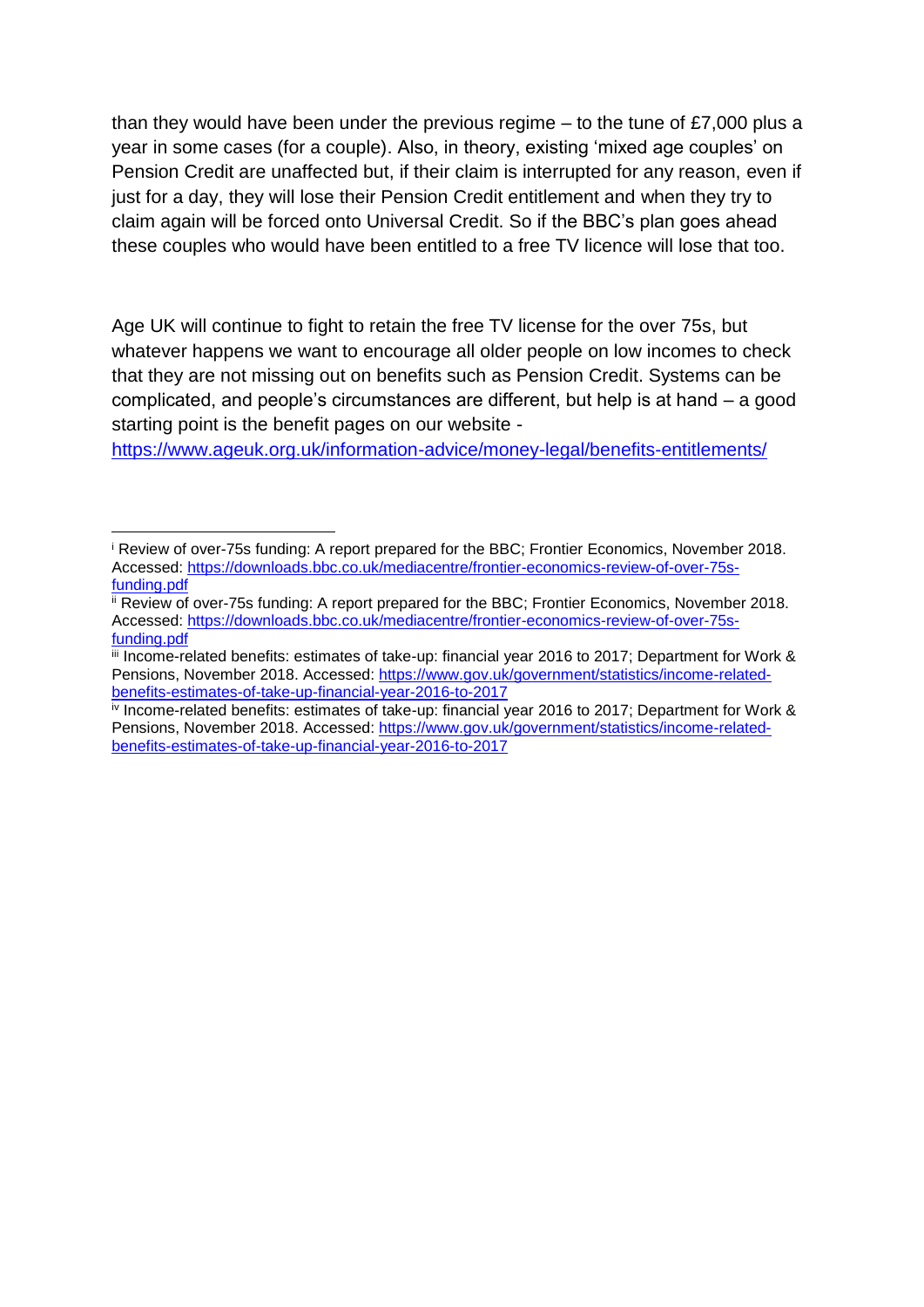than they would have been under the previous regime – to the tune of £7,000 plus a year in some cases (for a couple). Also, in theory, existing 'mixed age couples' on Pension Credit are unaffected but, if their claim is interrupted for any reason, even if just for a day, they will lose their Pension Credit entitlement and when they try to claim again will be forced onto Universal Credit. So if the BBC's plan goes ahead these couples who would have been entitled to a free TV licence will lose that too.

Age UK will continue to fight to retain the free TV license for the over 75s, but whatever happens we want to encourage all older people on low incomes to check that they are not missing out on benefits such as Pension Credit. Systems can be complicated, and people's circumstances are different, but help is at hand – a good starting point is the benefit pages on our website - https://www.ageuk.org.uk/information-advice/money-legal/benefits-entitlements/

---

[i] Review of over-75s funding: A report prepared for the BBC; Frontier Economics, November 2018. Accessed: https://downloads.bbc.co.uk/mediacentre/frontier-economics-review-of-over-75s-funding.pdf

[ii] Review of over-75s funding: A report prepared for the BBC; Frontier Economics, November 2018. Accessed: https://downloads.bbc.co.uk/mediacentre/frontier-economics-review-of-over-75s-funding.pdf

[iii] Income-related benefits: estimates of take-up: financial year 2016 to 2017; Department for Work & Pensions, November 2018. Accessed: https://www.gov.uk/government/statistics/income-related-benefits-estimates-of-take-up-financial-year-2016-to-2017

[iv] Income-related benefits: estimates of take-up: financial year 2016 to 2017; Department for Work & Pensions, November 2018. Accessed: https://www.gov.uk/government/statistics/income-related-benefits-estimates-of-take-up-financial-year-2016-to-2017